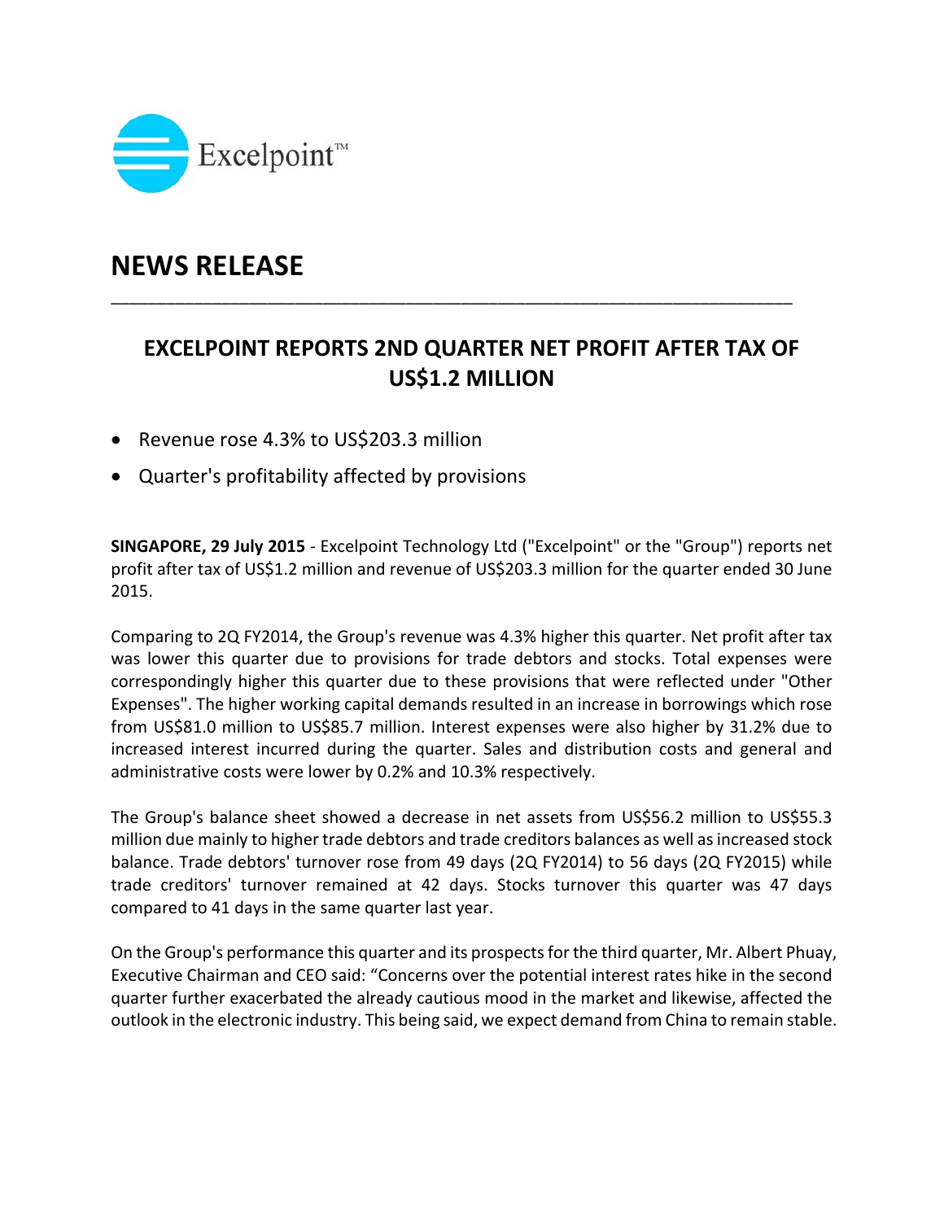Excelpoint™

# NEWS RELEASE

---

## EXCELPOINT REPORTS 2ND QUARTER NET PROFIT AFTER TAX OF US$1.2 MILLION

- Revenue rose 4.3% to US$203.3 million
- Quarter's profitability affected by provisions

**SINGAPORE, 29 July 2015** - Excelpoint Technology Ltd ("Excelpoint" or the "Group") reports net profit after tax of US$1.2 million and revenue of US$203.3 million for the quarter ended 30 June 2015.

Comparing to 2Q FY2014, the Group's revenue was 4.3% higher this quarter. Net profit after tax was lower this quarter due to provisions for trade debtors and stocks. Total expenses were correspondingly higher this quarter due to these provisions that were reflected under "Other Expenses". The higher working capital demands resulted in an increase in borrowings which rose from US$81.0 million to US$85.7 million. Interest expenses were also higher by 31.2% due to increased interest incurred during the quarter. Sales and distribution costs and general and administrative costs were lower by 0.2% and 10.3% respectively.

The Group's balance sheet showed a decrease in net assets from US$56.2 million to US$55.3 million due mainly to higher trade debtors and trade creditors balances as well as increased stock balance. Trade debtors' turnover rose from 49 days (2Q FY2014) to 56 days (2Q FY2015) while trade creditors' turnover remained at 42 days. Stocks turnover this quarter was 47 days compared to 41 days in the same quarter last year.

On the Group's performance this quarter and its prospects for the third quarter, Mr. Albert Phuay, Executive Chairman and CEO said: "Concerns over the potential interest rates hike in the second quarter further exacerbated the already cautious mood in the market and likewise, affected the outlook in the electronic industry. This being said, we expect demand from China to remain stable.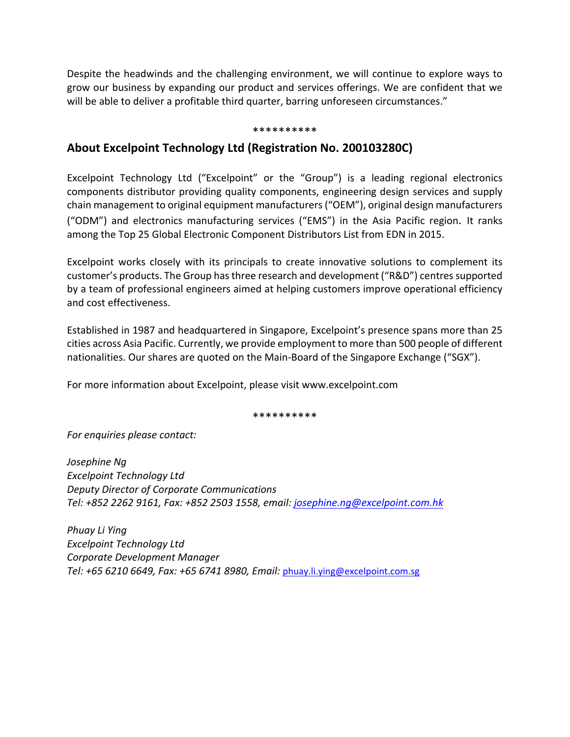Despite the headwinds and the challenging environment, we will continue to explore ways to grow our business by expanding our product and services offerings. We are confident that we will be able to deliver a profitable third quarter, barring unforeseen circumstances."

**********

## About Excelpoint Technology Ltd (Registration No. 200103280C)

Excelpoint Technology Ltd ("Excelpoint" or the "Group") is a leading regional electronics components distributor providing quality components, engineering design services and supply chain management to original equipment manufacturers ("OEM"), original design manufacturers ("ODM") and electronics manufacturing services ("EMS") in the Asia Pacific region. It ranks among the Top 25 Global Electronic Component Distributors List from EDN in 2015.

Excelpoint works closely with its principals to create innovative solutions to complement its customer's products. The Group has three research and development ("R&D") centres supported by a team of professional engineers aimed at helping customers improve operational efficiency and cost effectiveness.

Established in 1987 and headquartered in Singapore, Excelpoint's presence spans more than 25 cities across Asia Pacific. Currently, we provide employment to more than 500 people of different nationalities. Our shares are quoted on the Main-Board of the Singapore Exchange ("SGX").

For more information about Excelpoint, please visit www.excelpoint.com

**********

*For enquiries please contact:*

*Josephine Ng*
*Excelpoint Technology Ltd*
*Deputy Director of Corporate Communications*
*Tel: +852 2262 9161, Fax: +852 2503 1558, email: josephine.ng@excelpoint.com.hk*

*Phuay Li Ying*
*Excelpoint Technology Ltd*
*Corporate Development Manager*
*Tel: +65 6210 6649, Fax: +65 6741 8980, Email:* phuay.li.ying@excelpoint.com.sg